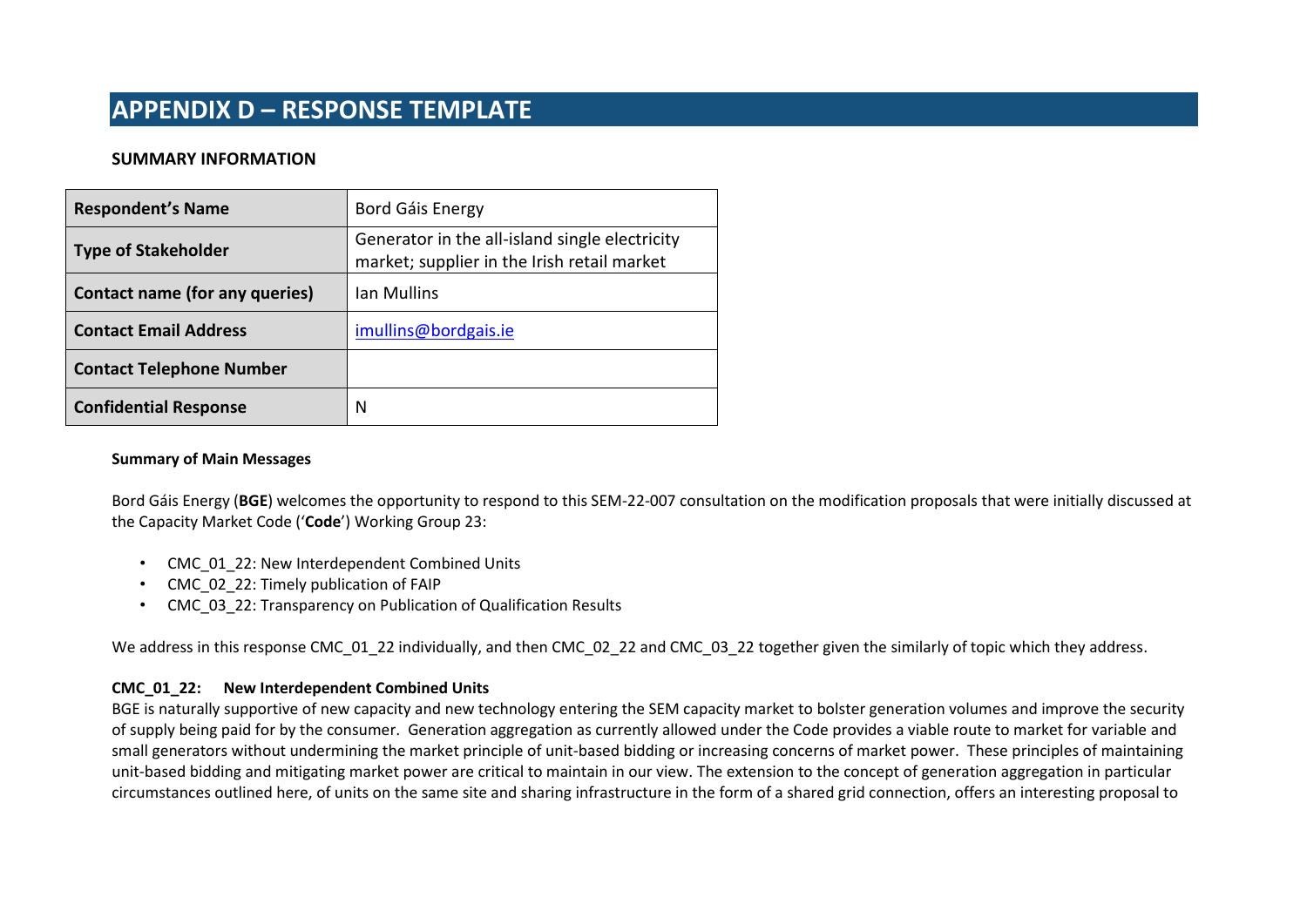# APPENDIX D – RESPONSE TEMPLATE

### SUMMARY INFORMATION

| **Respondent's Name** | Bord Gáis Energy |
|---|---|
| **Type of Stakeholder** | Generator in the all-island single electricity market; supplier in the Irish retail market |
| **Contact name (for any queries)** | Ian Mullins |
| **Contact Email Address** | imullins@bordgais.ie |
| **Contact Telephone Number** | |
| **Confidential Response** | N |

**Summary of Main Messages**

Bord Gáis Energy (**BGE**) welcomes the opportunity to respond to this SEM-22-007 consultation on the modification proposals that were initially discussed at the Capacity Market Code ('**Code**') Working Group 23:

- CMC_01_22: New Interdependent Combined Units
- CMC_02_22: Timely publication of FAIP
- CMC_03_22: Transparency on Publication of Qualification Results

We address in this response CMC_01_22 individually, and then CMC_02_22 and CMC_03_22 together given the similarly of topic which they address.

**CMC_01_22: New Interdependent Combined Units**

BGE is naturally supportive of new capacity and new technology entering the SEM capacity market to bolster generation volumes and improve the security of supply being paid for by the consumer. Generation aggregation as currently allowed under the Code provides a viable route to market for variable and small generators without undermining the market principle of unit-based bidding or increasing concerns of market power. These principles of maintaining unit-based bidding and mitigating market power are critical to maintain in our view. The extension to the concept of generation aggregation in particular circumstances outlined here, of units on the same site and sharing infrastructure in the form of a shared grid connection, offers an interesting proposal to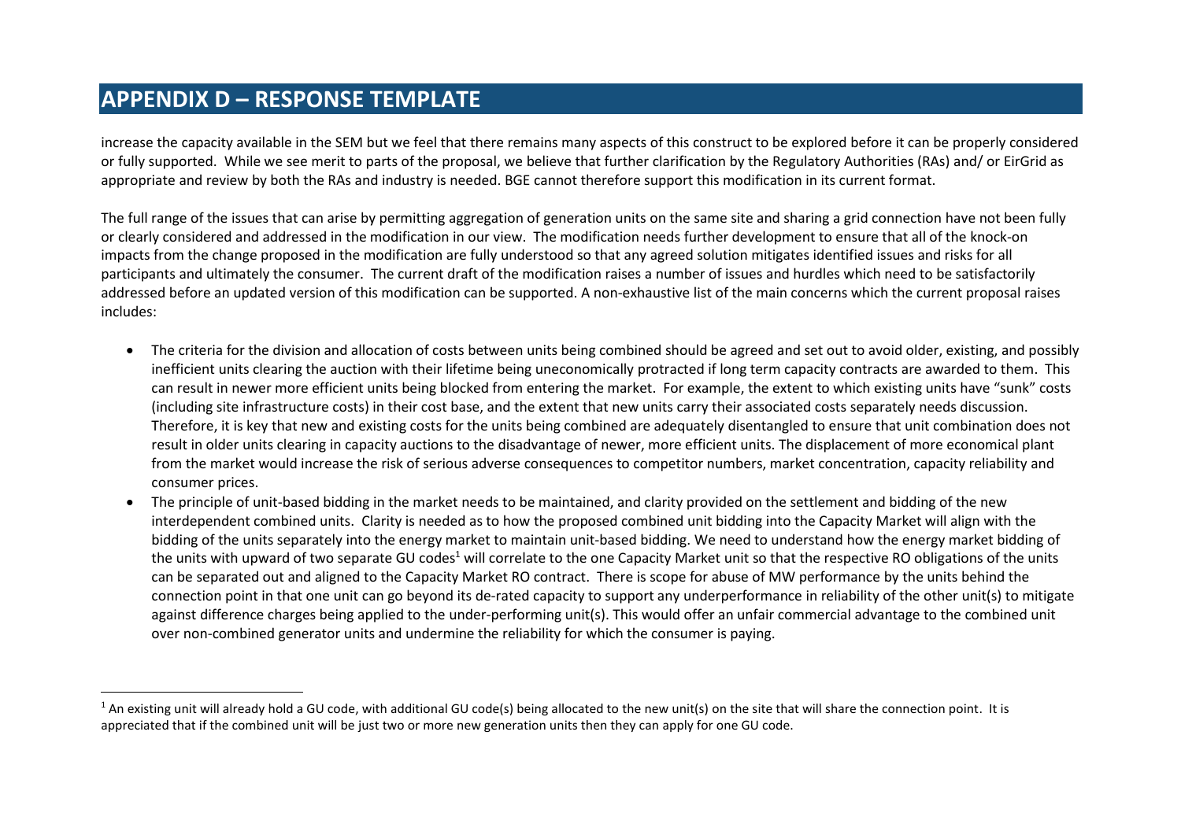# APPENDIX D – RESPONSE TEMPLATE

increase the capacity available in the SEM but we feel that there remains many aspects of this construct to be explored before it can be properly considered or fully supported. While we see merit to parts of the proposal, we believe that further clarification by the Regulatory Authorities (RAs) and/ or EirGrid as appropriate and review by both the RAs and industry is needed. BGE cannot therefore support this modification in its current format.

The full range of the issues that can arise by permitting aggregation of generation units on the same site and sharing a grid connection have not been fully or clearly considered and addressed in the modification in our view. The modification needs further development to ensure that all of the knock-on impacts from the change proposed in the modification are fully understood so that any agreed solution mitigates identified issues and risks for all participants and ultimately the consumer. The current draft of the modification raises a number of issues and hurdles which need to be satisfactorily addressed before an updated version of this modification can be supported. A non-exhaustive list of the main concerns which the current proposal raises includes:

- The criteria for the division and allocation of costs between units being combined should be agreed and set out to avoid older, existing, and possibly inefficient units clearing the auction with their lifetime being uneconomically protracted if long term capacity contracts are awarded to them. This can result in newer more efficient units being blocked from entering the market. For example, the extent to which existing units have "sunk" costs (including site infrastructure costs) in their cost base, and the extent that new units carry their associated costs separately needs discussion. Therefore, it is key that new and existing costs for the units being combined are adequately disentangled to ensure that unit combination does not result in older units clearing in capacity auctions to the disadvantage of newer, more efficient units. The displacement of more economical plant from the market would increase the risk of serious adverse consequences to competitor numbers, market concentration, capacity reliability and consumer prices.
- The principle of unit-based bidding in the market needs to be maintained, and clarity provided on the settlement and bidding of the new interdependent combined units. Clarity is needed as to how the proposed combined unit bidding into the Capacity Market will align with the bidding of the units separately into the energy market to maintain unit-based bidding. We need to understand how the energy market bidding of the units with upward of two separate GU codes[1] will correlate to the one Capacity Market unit so that the respective RO obligations of the units can be separated out and aligned to the Capacity Market RO contract. There is scope for abuse of MW performance by the units behind the connection point in that one unit can go beyond its de-rated capacity to support any underperformance in reliability of the other unit(s) to mitigate against difference charges being applied to the under-performing unit(s). This would offer an unfair commercial advantage to the combined unit over non-combined generator units and undermine the reliability for which the consumer is paying.

[1] An existing unit will already hold a GU code, with additional GU code(s) being allocated to the new unit(s) on the site that will share the connection point. It is appreciated that if the combined unit will be just two or more new generation units then they can apply for one GU code.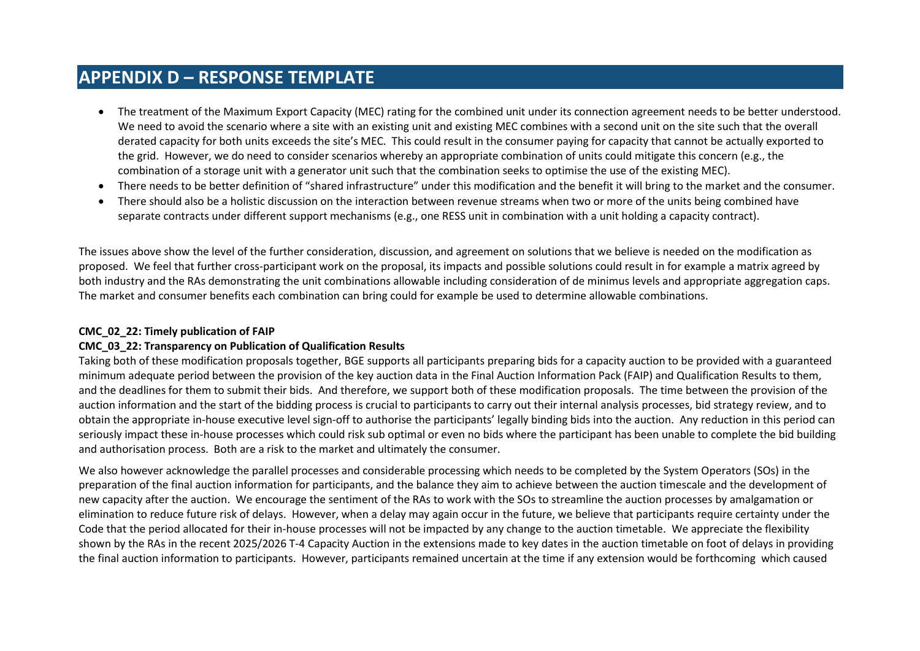# APPENDIX D – RESPONSE TEMPLATE

- The treatment of the Maximum Export Capacity (MEC) rating for the combined unit under its connection agreement needs to be better understood. We need to avoid the scenario where a site with an existing unit and existing MEC combines with a second unit on the site such that the overall derated capacity for both units exceeds the site's MEC. This could result in the consumer paying for capacity that cannot be actually exported to the grid. However, we do need to consider scenarios whereby an appropriate combination of units could mitigate this concern (e.g., the combination of a storage unit with a generator unit such that the combination seeks to optimise the use of the existing MEC).
- There needs to be better definition of "shared infrastructure" under this modification and the benefit it will bring to the market and the consumer.
- There should also be a holistic discussion on the interaction between revenue streams when two or more of the units being combined have separate contracts under different support mechanisms (e.g., one RESS unit in combination with a unit holding a capacity contract).

The issues above show the level of the further consideration, discussion, and agreement on solutions that we believe is needed on the modification as proposed. We feel that further cross-participant work on the proposal, its impacts and possible solutions could result in for example a matrix agreed by both industry and the RAs demonstrating the unit combinations allowable including consideration of de minimus levels and appropriate aggregation caps. The market and consumer benefits each combination can bring could for example be used to determine allowable combinations.

**CMC_02_22: Timely publication of FAIP**
**CMC_03_22: Transparency on Publication of Qualification Results**

Taking both of these modification proposals together, BGE supports all participants preparing bids for a capacity auction to be provided with a guaranteed minimum adequate period between the provision of the key auction data in the Final Auction Information Pack (FAIP) and Qualification Results to them, and the deadlines for them to submit their bids. And therefore, we support both of these modification proposals. The time between the provision of the auction information and the start of the bidding process is crucial to participants to carry out their internal analysis processes, bid strategy review, and to obtain the appropriate in-house executive level sign-off to authorise the participants' legally binding bids into the auction. Any reduction in this period can seriously impact these in-house processes which could risk sub optimal or even no bids where the participant has been unable to complete the bid building and authorisation process. Both are a risk to the market and ultimately the consumer.

We also however acknowledge the parallel processes and considerable processing which needs to be completed by the System Operators (SOs) in the preparation of the final auction information for participants, and the balance they aim to achieve between the auction timescale and the development of new capacity after the auction. We encourage the sentiment of the RAs to work with the SOs to streamline the auction processes by amalgamation or elimination to reduce future risk of delays. However, when a delay may again occur in the future, we believe that participants require certainty under the Code that the period allocated for their in-house processes will not be impacted by any change to the auction timetable. We appreciate the flexibility shown by the RAs in the recent 2025/2026 T-4 Capacity Auction in the extensions made to key dates in the auction timetable on foot of delays in providing the final auction information to participants. However, participants remained uncertain at the time if any extension would be forthcoming which caused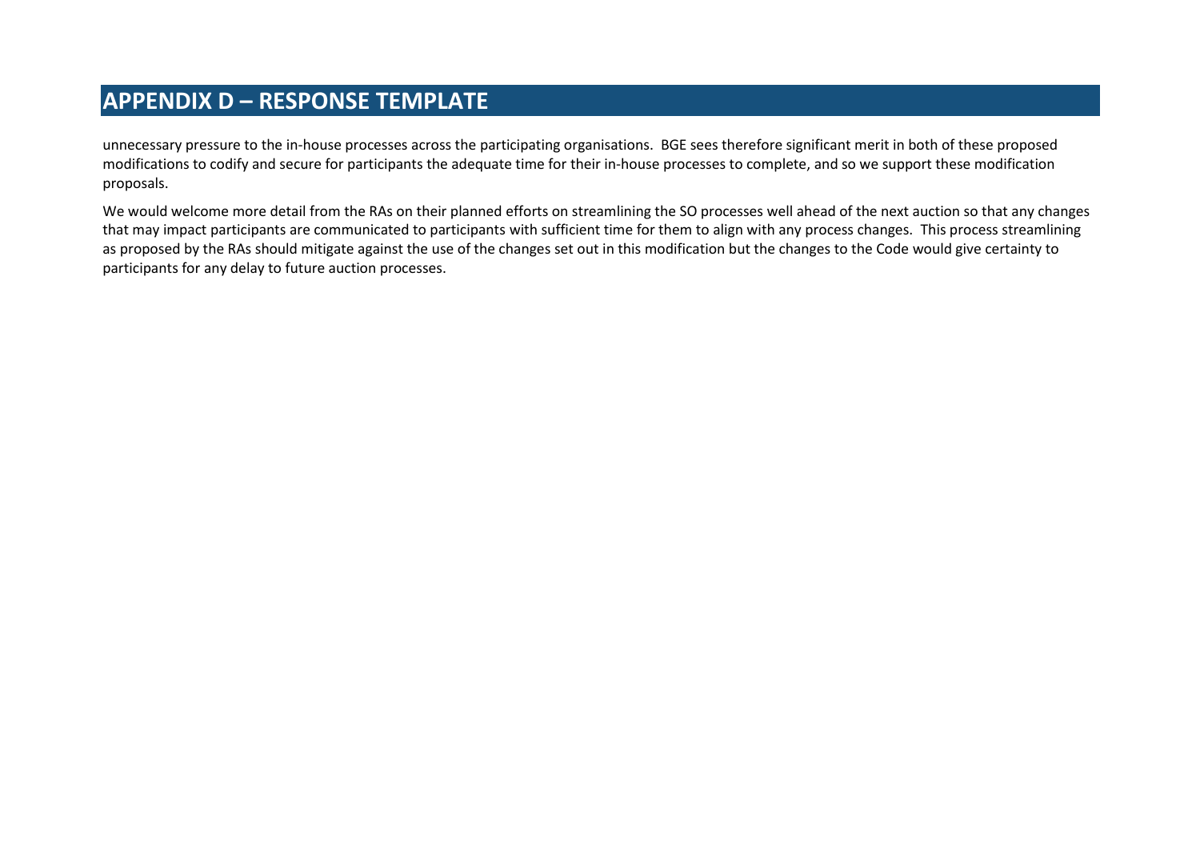# APPENDIX D – RESPONSE TEMPLATE

unnecessary pressure to the in-house processes across the participating organisations. BGE sees therefore significant merit in both of these proposed modifications to codify and secure for participants the adequate time for their in-house processes to complete, and so we support these modification proposals.

We would welcome more detail from the RAs on their planned efforts on streamlining the SO processes well ahead of the next auction so that any changes that may impact participants are communicated to participants with sufficient time for them to align with any process changes. This process streamlining as proposed by the RAs should mitigate against the use of the changes set out in this modification but the changes to the Code would give certainty to participants for any delay to future auction processes.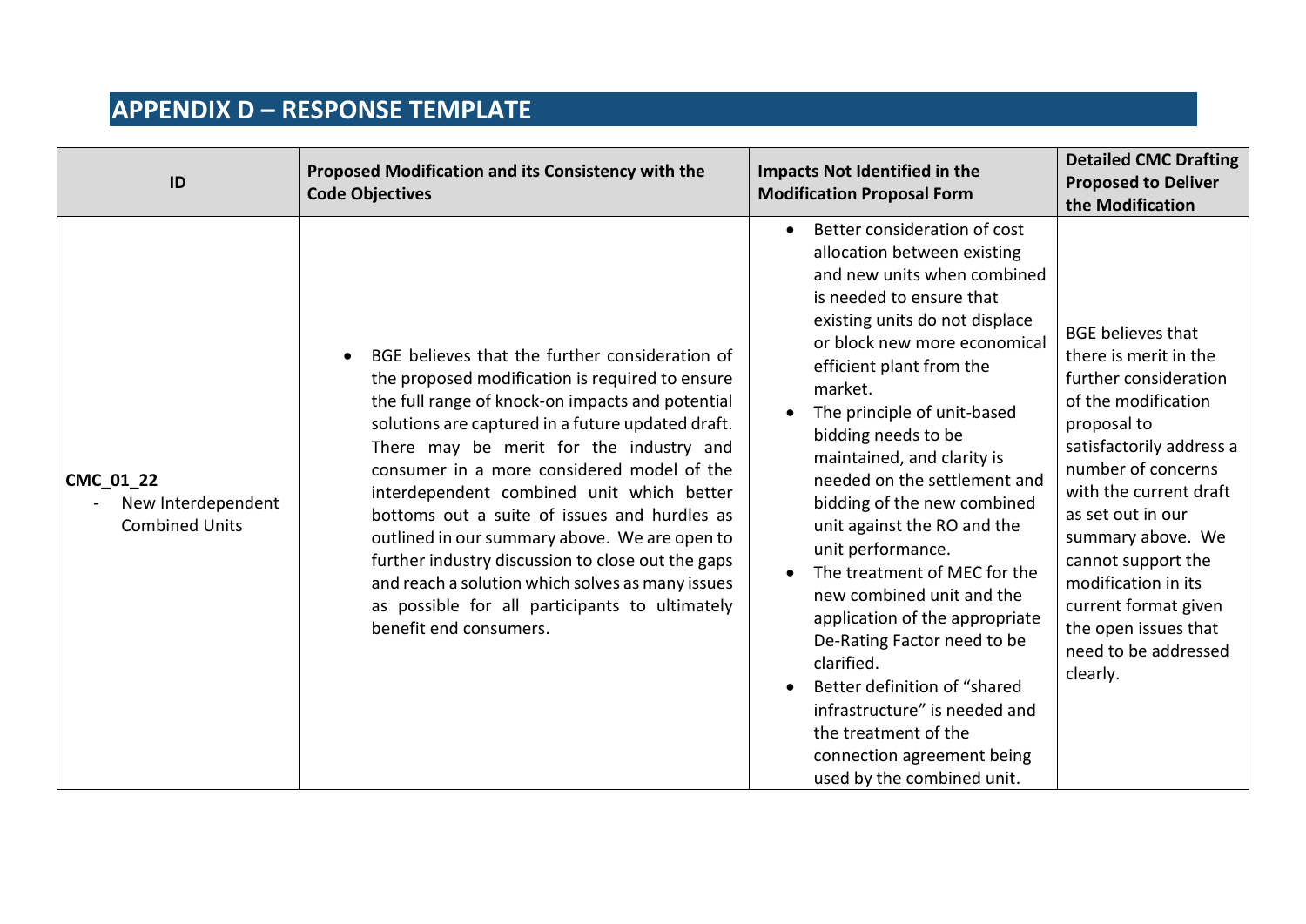## APPENDIX D – RESPONSE TEMPLATE

| ID | Proposed Modification and its Consistency with the Code Objectives | Impacts Not Identified in the Modification Proposal Form | Detailed CMC Drafting Proposed to Deliver the Modification |
|---|---|---|---|
| **CMC_01_22**<br>- New Interdependent Combined Units | • BGE believes that the further consideration of the proposed modification is required to ensure the full range of knock-on impacts and potential solutions are captured in a future updated draft. There may be merit for the industry and consumer in a more considered model of the interdependent combined unit which better bottoms out a suite of issues and hurdles as outlined in our summary above. We are open to further industry discussion to close out the gaps and reach a solution which solves as many issues as possible for all participants to ultimately benefit end consumers. | • Better consideration of cost allocation between existing and new units when combined is needed to ensure that existing units do not displace or block new more economical efficient plant from the market.<br>• The principle of unit-based bidding needs to be maintained, and clarity is needed on the settlement and bidding of the new combined unit against the RO and the unit performance.<br>• The treatment of MEC for the new combined unit and the application of the appropriate De-Rating Factor need to be clarified.<br>• Better definition of "shared infrastructure" is needed and the treatment of the connection agreement being used by the combined unit. | BGE believes that there is merit in the further consideration of the modification proposal to satisfactorily address a number of concerns with the current draft as set out in our summary above. We cannot support the modification in its current format given the open issues that need to be addressed clearly. |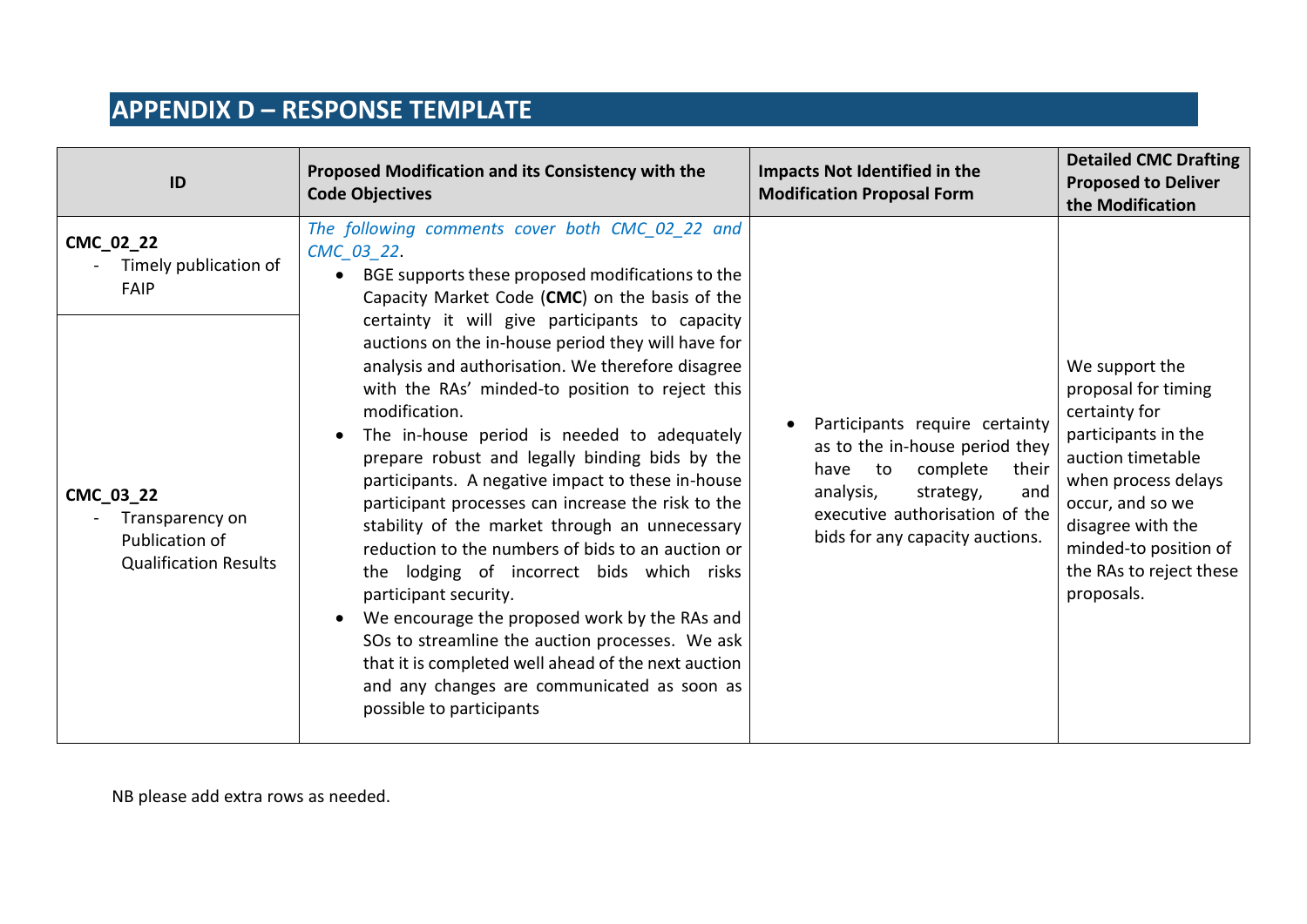## APPENDIX D – RESPONSE TEMPLATE

| ID | Proposed Modification and its Consistency with the Code Objectives | Impacts Not Identified in the Modification Proposal Form | Detailed CMC Drafting Proposed to Deliver the Modification |
|---|---|---|---|
| **CMC_02_22** - Timely publication of FAIP<br><br>**CMC_03_22** - Transparency on Publication of Qualification Results | *The following comments cover both CMC_02_22 and CMC_03_22.*<br>• BGE supports these proposed modifications to the Capacity Market Code (**CMC**) on the basis of the certainty it will give participants to capacity auctions on the in-house period they will have for analysis and authorisation. We therefore disagree with the RAs' minded-to position to reject this modification.<br>• The in-house period is needed to adequately prepare robust and legally binding bids by the participants. A negative impact to these in-house participant processes can increase the risk to the stability of the market through an unnecessary reduction to the numbers of bids to an auction or the lodging of incorrect bids which risks participant security.<br>• We encourage the proposed work by the RAs and SOs to streamline the auction processes. We ask that it is completed well ahead of the next auction and any changes are communicated as soon as possible to participants | • Participants require certainty as to the in-house period they have to complete their analysis, strategy, and executive authorisation of the bids for any capacity auctions. | We support the proposal for timing certainty for participants in the auction timetable when process delays occur, and so we disagree with the minded-to position of the RAs to reject these proposals. |

NB please add extra rows as needed.